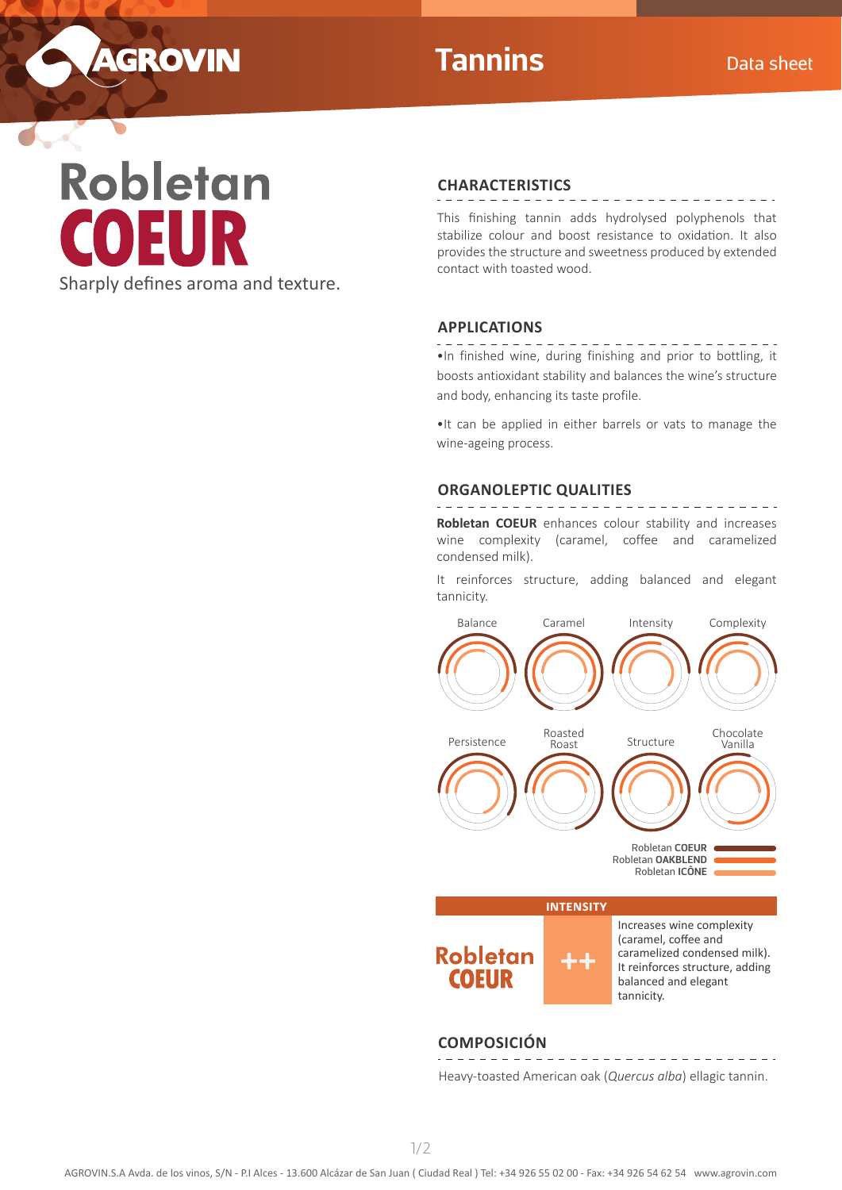# Robletan COEUR

Sharply defines aroma and texture.

## CHARACTERISTICS

This finishing tannin adds hydrolysed polyphenols that stabilize colour and boost resistance to oxidation. It also provides the structure and sweetness produced by extended contact with toasted wood.

## APPLICATIONS

•In finished wine, during finishing and prior to bottling, it boosts antioxidant stability and balances the wine's structure and body, enhancing its taste profile.

•It can be applied in either barrels or vats to manage the wine-ageing process.

## ORGANOLEPTIC QUALITIES

**Robletan COEUR** enhances colour stability and increases wine complexity (caramel, coffee and caramelized condensed milk).

It reinforces structure, adding balanced and elegant tannicity.

Balance · Caramel · Intensity · Complexity · Persistence · Roasted Roast · Structure · Chocolate Vanilla

Robletan **COEUR**
Robletan **OAKBLEND**
Robletan **ICÔNE**

| | INTENSITY | |
|---|---|---|
| Robletan COEUR | ++ | Increases wine complexity (caramel, coffee and caramelized condensed milk). It reinforces structure, adding balanced and elegant tannicity. |

## COMPOSICIÓN

Heavy-toasted American oak (*Quercus alba*) ellagic tannin.

AGROVIN.S.A Avda. de los vinos, S/N - P.I Alces - 13.600 Alcázar de San Juan ( Ciudad Real ) Tel: +34 926 55 02 00 - Fax: +34 926 54 62 54 www.agrovin.com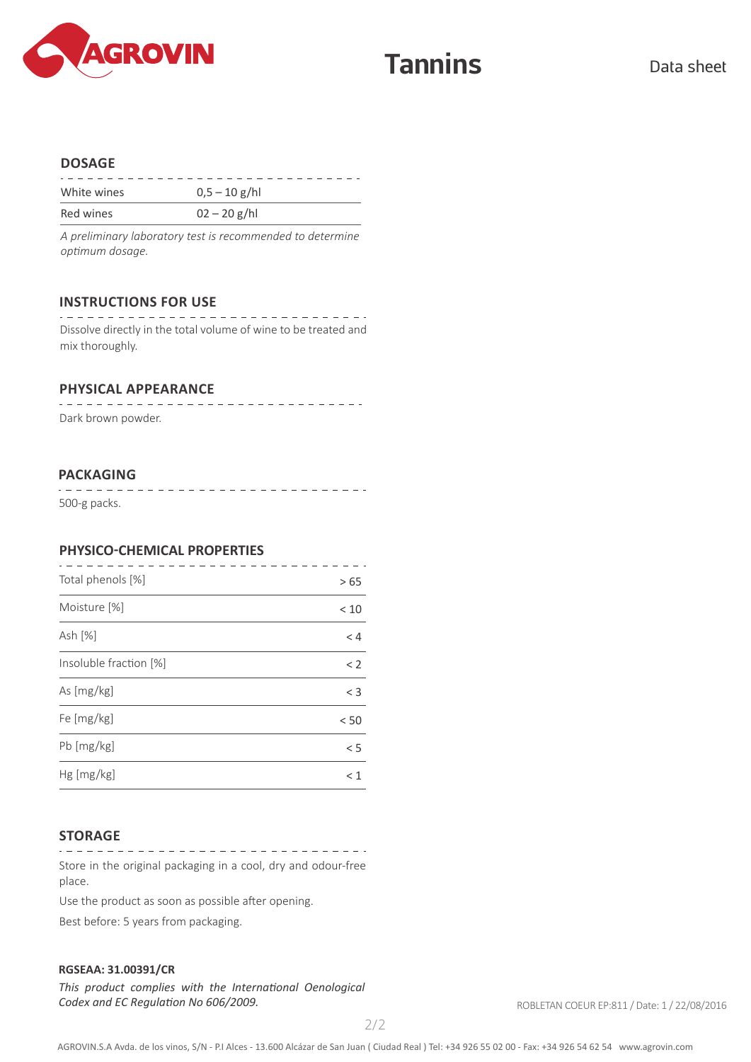# Tannins

Data sheet

## DOSAGE

| | |
|---|---|
| White wines | 0,5 – 10 g/hl |
| Red wines | 02 – 20 g/hl |

*A preliminary laboratory test is recommended to determine optimum dosage.*

## INSTRUCTIONS FOR USE

Dissolve directly in the total volume of wine to be treated and mix thoroughly.

## PHYSICAL APPEARANCE

Dark brown powder.

## PACKAGING

500-g packs.

## PHYSICO-CHEMICAL PROPERTIES

| | |
|---|---|
| Total phenols [%] | > 65 |
| Moisture [%] | < 10 |
| Ash [%] | < 4 |
| Insoluble fraction [%] | < 2 |
| As [mg/kg] | < 3 |
| Fe [mg/kg] | < 50 |
| Pb [mg/kg] | < 5 |
| Hg [mg/kg] | < 1 |

## STORAGE

Store in the original packaging in a cool, dry and odour-free place.

Use the product as soon as possible after opening.

Best before: 5 years from packaging.

**RGSEAA: 31.00391/CR**

*This product complies with the International Oenological Codex and EC Regulation No 606/2009.*

ROBLETAN COEUR EP:811 / Date: 1 / 22/08/2016

AGROVIN.S.A Avda. de los vinos, S/N - P.I Alces - 13.600 Alcázar de San Juan ( Ciudad Real ) Tel: +34 926 55 02 00 - Fax: +34 926 54 62 54 www.agrovin.com